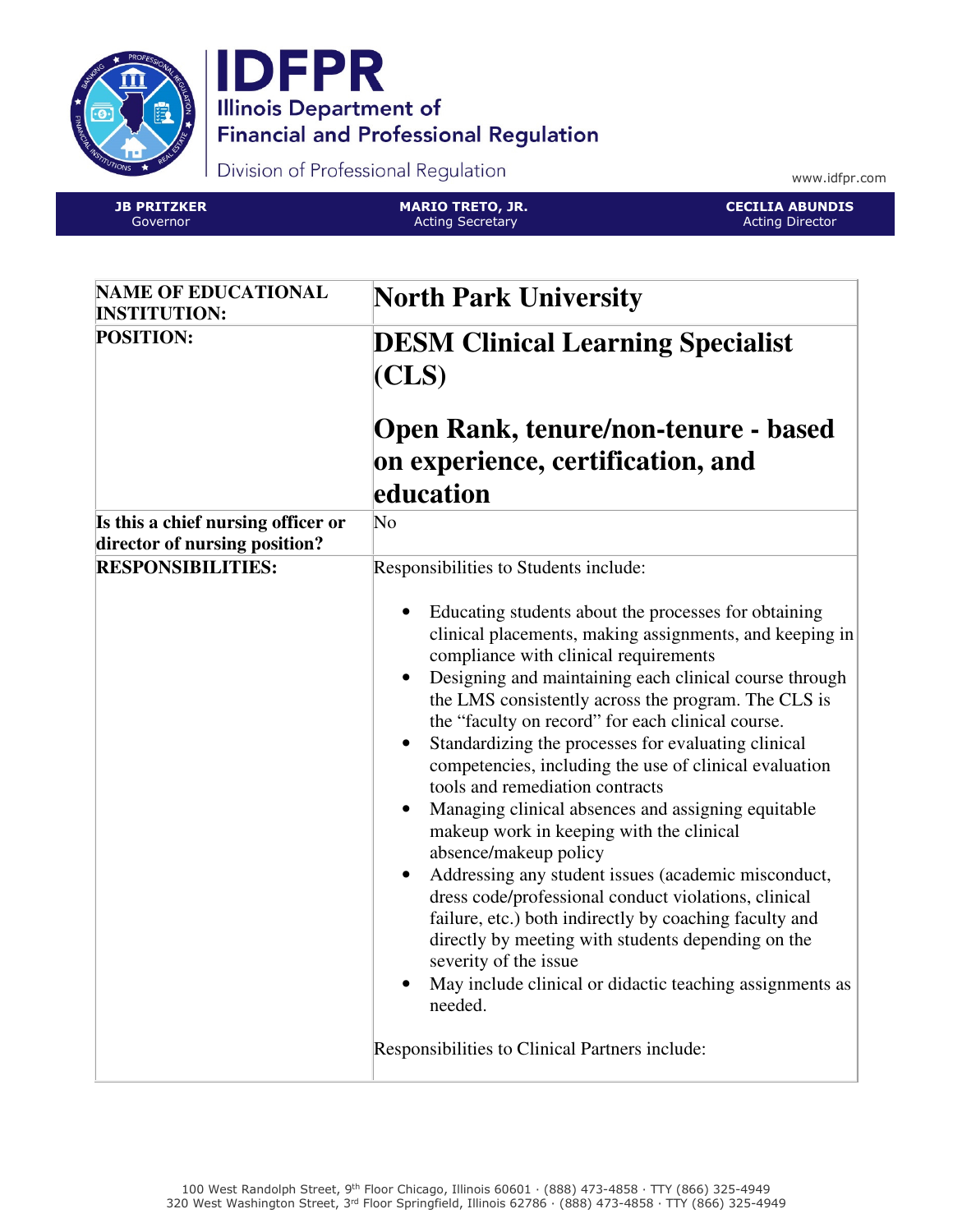# IDFPR

Illinois Department of Financial and Professional Regulation

Division of Professional Regulation

www.idfpr.com

| JB PRITZKER<br>Governor | MARIO TRETO, JR.<br>Acting Secretary | CECILIA ABUNDIS<br>Acting Director |
|---|---|---|

| NAME OF EDUCATIONAL INSTITUTION: | **North Park University** |
|---|---|
| POSITION: | **DESM Clinical Learning Specialist (CLS)**<br><br>**Open Rank, tenure/non-tenure - based on experience, certification, and education** |
| Is this a chief nursing officer or director of nursing position? | No |
| RESPONSIBILITIES: | Responsibilities to Students include:<br><br>• Educating students about the processes for obtaining clinical placements, making assignments, and keeping in compliance with clinical requirements<br>• Designing and maintaining each clinical course through the LMS consistently across the program. The CLS is the "faculty on record" for each clinical course.<br>• Standardizing the processes for evaluating clinical competencies, including the use of clinical evaluation tools and remediation contracts<br>• Managing clinical absences and assigning equitable makeup work in keeping with the clinical absence/makeup policy<br>• Addressing any student issues (academic misconduct, dress code/professional conduct violations, clinical failure, etc.) both indirectly by coaching faculty and directly by meeting with students depending on the severity of the issue<br>• May include clinical or didactic teaching assignments as needed.<br><br>Responsibilities to Clinical Partners include: |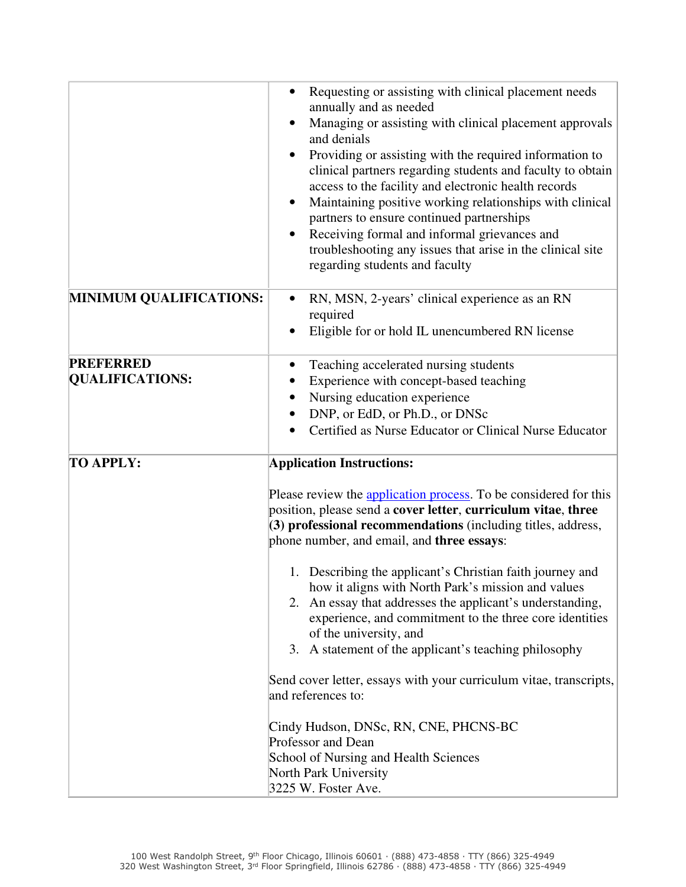| | |
|---|---|
| | • Requesting or assisting with clinical placement needs annually and as needed<br>• Managing or assisting with clinical placement approvals and denials<br>• Providing or assisting with the required information to clinical partners regarding students and faculty to obtain access to the facility and electronic health records<br>• Maintaining positive working relationships with clinical partners to ensure continued partnerships<br>• Receiving formal and informal grievances and troubleshooting any issues that arise in the clinical site regarding students and faculty |
| **MINIMUM QUALIFICATIONS:** | • RN, MSN, 2-years' clinical experience as an RN required<br>• Eligible for or hold IL unencumbered RN license |
| **PREFERRED QUALIFICATIONS:** | • Teaching accelerated nursing students<br>• Experience with concept-based teaching<br>• Nursing education experience<br>• DNP, or EdD, or Ph.D., or DNSc<br>• Certified as Nurse Educator or Clinical Nurse Educator |
| **TO APPLY:** | **Application Instructions:**<br><br>Please review the application process. To be considered for this position, please send a **cover letter**, **curriculum vitae**, **three (3) professional recommendations** (including titles, address, phone number, and email, and **three essays**:<br><br>1. Describing the applicant's Christian faith journey and how it aligns with North Park's mission and values<br>2. An essay that addresses the applicant's understanding, experience, and commitment to the three core identities of the university, and<br>3. A statement of the applicant's teaching philosophy<br><br>Send cover letter, essays with your curriculum vitae, transcripts, and references to:<br><br>Cindy Hudson, DNSc, RN, CNE, PHCNS-BC<br>Professor and Dean<br>School of Nursing and Health Sciences<br>North Park University<br>3225 W. Foster Ave. |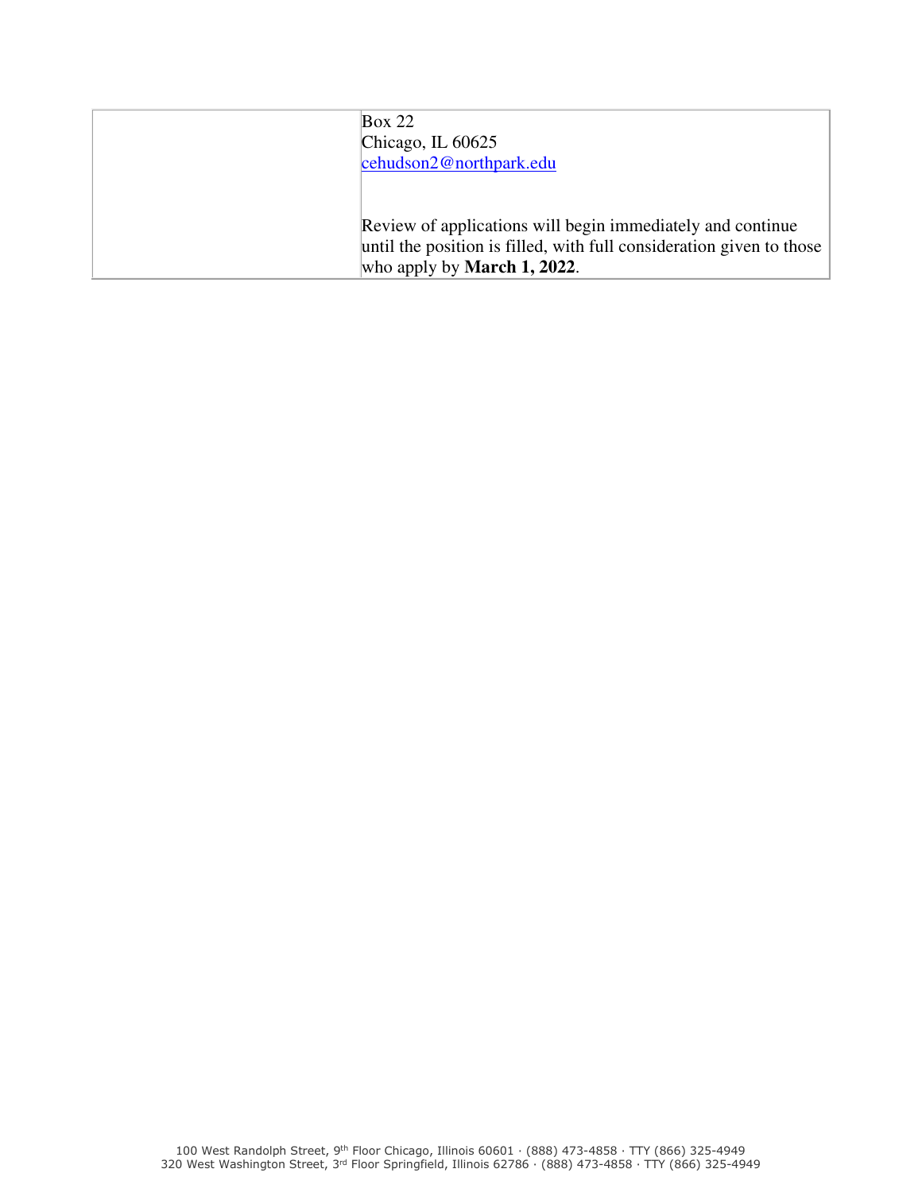| | |
|---|---|
| | Box 22<br>Chicago, IL 60625<br>cehudson2@northpark.edu<br><br>Review of applications will begin immediately and continue until the position is filled, with full consideration given to those who apply by **March 1, 2022**. |